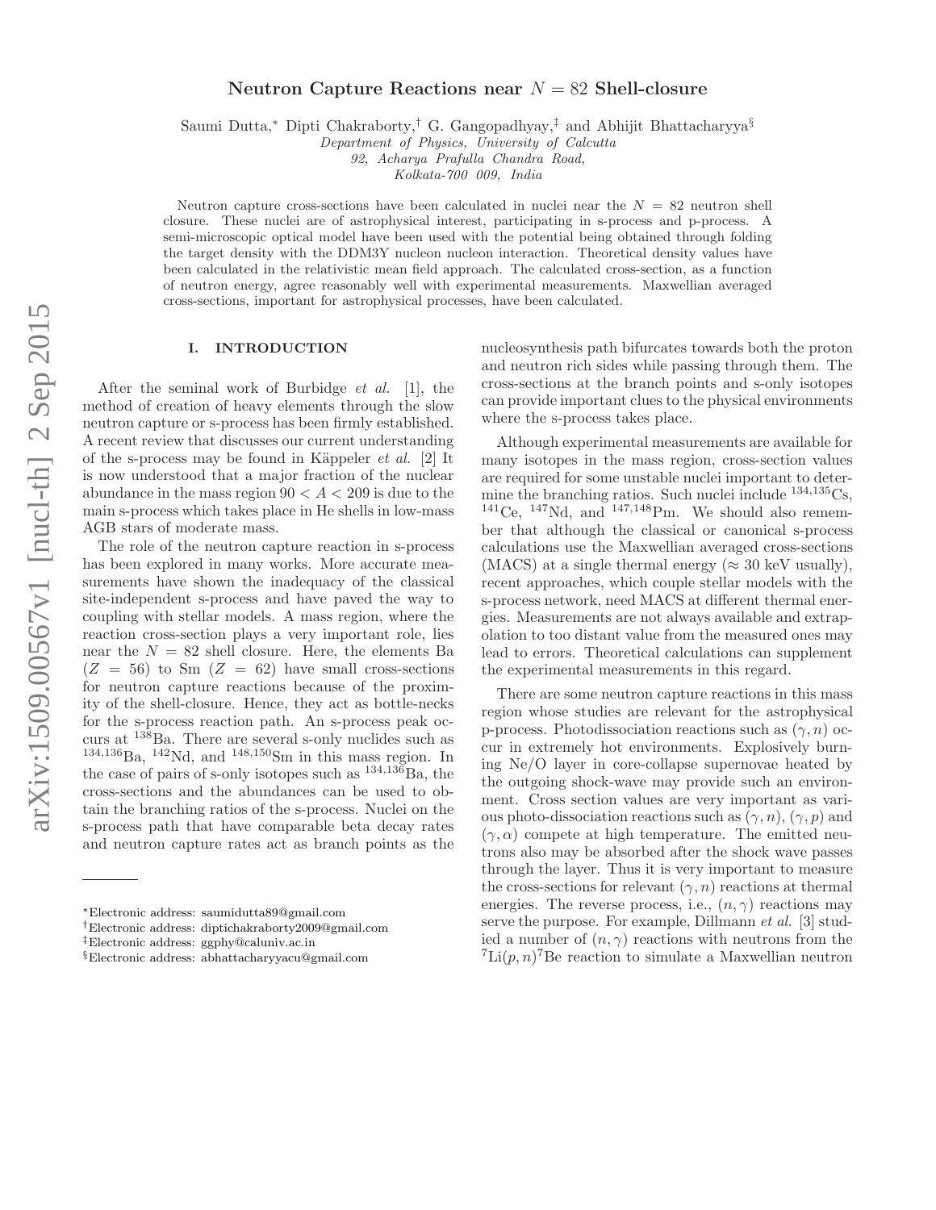# Neutron Capture Reactions near $N = 82$ Shell-closure

Saumi Dutta,* Dipti Chakraborty,† G. Gangopadhyay,‡ and Abhijit Bhattacharyya§

*Department of Physics, University of Calcutta*
*92, Acharya Prafulla Chandra Road,*
*Kolkata-700 009, India*

Neutron capture cross-sections have been calculated in nuclei near the $N = 82$ neutron shell closure. These nuclei are of astrophysical interest, participating in s-process and p-process. A semi-microscopic optical model have been used with the potential being obtained through folding the target density with the DDM3Y nucleon nucleon interaction. Theoretical density values have been calculated in the relativistic mean field approach. The calculated cross-section, as a function of neutron energy, agree reasonably well with experimental measurements. Maxwellian averaged cross-sections, important for astrophysical processes, have been calculated.

## I. INTRODUCTION

After the seminal work of Burbidge *et al.* [1], the method of creation of heavy elements through the slow neutron capture or s-process has been firmly established. A recent review that discusses our current understanding of the s-process may be found in Käppeler *et al.* [2] It is now understood that a major fraction of the nuclear abundance in the mass region $90 < A < 209$ is due to the main s-process which takes place in He shells in low-mass AGB stars of moderate mass.

The role of the neutron capture reaction in s-process has been explored in many works. More accurate measurements have shown the inadequacy of the classical site-independent s-process and have paved the way to coupling with stellar models. A mass region, where the reaction cross-section plays a very important role, lies near the $N = 82$ shell closure. Here, the elements Ba ($Z = 56$) to Sm ($Z = 62$) have small cross-sections for neutron capture reactions because of the proximity of the shell-closure. Hence, they act as bottle-necks for the s-process reaction path. An s-process peak occurs at $^{138}$Ba. There are several s-only nuclides such as $^{134,136}$Ba, $^{142}$Nd, and $^{148,150}$Sm in this mass region. In the case of pairs of s-only isotopes such as $^{134,136}$Ba, the cross-sections and the abundances can be used to obtain the branching ratios of the s-process. Nuclei on the s-process path that have comparable beta decay rates and neutron capture rates act as branch points as the nucleosynthesis path bifurcates towards both the proton and neutron rich sides while passing through them. The cross-sections at the branch points and s-only isotopes can provide important clues to the physical environments where the s-process takes place.

Although experimental measurements are available for many isotopes in the mass region, cross-section values are required for some unstable nuclei important to determine the branching ratios. Such nuclei include $^{134,135}$Cs, $^{141}$Ce, $^{147}$Nd, and $^{147,148}$Pm. We should also remember that although the classical or canonical s-process calculations use the Maxwellian averaged cross-sections (MACS) at a single thermal energy ($\approx 30$ keV usually), recent approaches, which couple stellar models with the s-process network, need MACS at different thermal energies. Measurements are not always available and extrapolation to too distant value from the measured ones may lead to errors. Theoretical calculations can supplement the experimental measurements in this regard.

There are some neutron capture reactions in this mass region whose studies are relevant for the astrophysical p-process. Photodissociation reactions such as $(\gamma, n)$ occur in extremely hot environments. Explosively burning Ne/O layer in core-collapse supernovae heated by the outgoing shock-wave may provide such an environment. Cross section values are very important as various photo-dissociation reactions such as $(\gamma, n)$, $(\gamma, p)$ and $(\gamma, \alpha)$ compete at high temperature. The emitted neutrons also may be absorbed after the shock wave passes through the layer. Thus it is very important to measure the cross-sections for relevant $(\gamma, n)$ reactions at thermal energies. The reverse process, i.e., $(n, \gamma)$ reactions may serve the purpose. For example, Dillmann *et al.* [3] studied a number of $(n, \gamma)$ reactions with neutrons from the $^7$Li$(p, n)^7$Be reaction to simulate a Maxwellian neutron

*Electronic address: saumidutta89@gmail.com
†Electronic address: diptichakraborty2009@gmail.com
‡Electronic address: ggphy@caluniv.ac.in
§Electronic address: abhattacharyyacu@gmail.com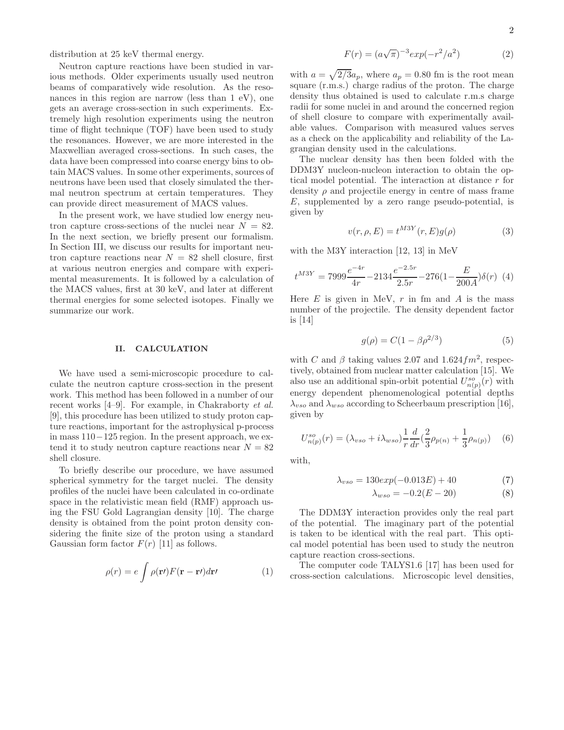distribution at 25 keV thermal energy.

Neutron capture reactions have been studied in various methods. Older experiments usually used neutron beams of comparatively wide resolution. As the resonances in this region are narrow (less than 1 eV), one gets an average cross-section in such experiments. Extremely high resolution experiments using the neutron time of flight technique (TOF) have been used to study the resonances. However, we are more interested in the Maxwellian averaged cross-sections. In such cases, the data have been compressed into coarse energy bins to obtain MACS values. In some other experiments, sources of neutrons have been used that closely simulated the thermal neutron spectrum at certain temperatures. They can provide direct measurement of MACS values.

In the present work, we have studied low energy neutron capture cross-sections of the nuclei near $N = 82$. In the next section, we briefly present our formalism. In Section III, we discuss our results for important neutron capture reactions near $N = 82$ shell closure, first at various neutron energies and compare with experimental measurements. It is followed by a calculation of the MACS values, first at 30 keV, and later at different thermal energies for some selected isotopes. Finally we summarize our work.

## II. CALCULATION

We have used a semi-microscopic procedure to calculate the neutron capture cross-section in the present work. This method has been followed in a number of our recent works [4–9]. For example, in Chakraborty *et al.* [9], this procedure has been utilized to study proton capture reactions, important for the astrophysical p-process in mass $110-125$ region. In the present approach, we extend it to study neutron capture reactions near $N = 82$ shell closure.

To briefly describe our procedure, we have assumed spherical symmetry for the target nuclei. The density profiles of the nuclei have been calculated in co-ordinate space in the relativistic mean field (RMF) approach using the FSU Gold Lagrangian density [10]. The charge density is obtained from the point proton density considering the finite size of the proton using a standard Gaussian form factor $F(r)$ [11] as follows.

$$\rho(r) = e\int \rho(\mathbf{r\prime})F(\mathbf{r}-\mathbf{r\prime})d\mathbf{r\prime} \tag{1}$$

$$F(r) = (a\sqrt{\pi})^{-3}exp(-r^2/a^2) \tag{2}$$

with $a = \sqrt{2/3}a_p$, where $a_p = 0.80$ fm is the root mean square (r.m.s.) charge radius of the proton. The charge density thus obtained is used to calculate r.m.s charge radii for some nuclei in and around the concerned region of shell closure to compare with experimentally available values. Comparison with measured values serves as a check on the applicability and reliability of the Lagrangian density used in the calculations.

The nuclear density has then been folded with the DDM3Y nucleon-nucleon interaction to obtain the optical model potential. The interaction at distance $r$ for density $\rho$ and projectile energy in centre of mass frame $E$, supplemented by a zero range pseudo-potential, is given by

$$v(r,\rho,E) = t^{M3Y}(r,E)g(\rho) \tag{3}$$

with the M3Y interaction [12, 13] in MeV

$$t^{M3Y} = 7999\frac{e^{-4r}}{4r} - 2134\frac{e^{-2.5r}}{2.5r} - 276(1-\frac{E}{200A})\delta(r) \tag{4}$$

Here $E$ is given in MeV, $r$ in fm and $A$ is the mass number of the projectile. The density dependent factor is [14]

$$g(\rho) = C(1-\beta\rho^{2/3}) \tag{5}$$

with $C$ and $\beta$ taking values 2.07 and $1.624 fm^2$, respectively, obtained from nuclear matter calculation [15]. We also use an additional spin-orbit potential $U^{so}_{n(p)}(r)$ with energy dependent phenomenological potential depths $\lambda_{vso}$ and $\lambda_{wso}$ according to Scheerbaum prescription [16], given by

$$U^{so}_{n(p)}(r) = (\lambda_{vso} + i\lambda_{wso})\frac{1}{r}\frac{d}{dr}(\frac{2}{3}\rho_{p(n)} + \frac{1}{3}\rho_{n(p)}) \tag{6}$$

with,

$$\lambda_{vso} = 130exp(-0.013E) + 40 \tag{7}$$

$$\lambda_{wso} = -0.2(E-20) \tag{8}$$

The DDM3Y interaction provides only the real part of the potential. The imaginary part of the potential is taken to be identical with the real part. This optical model potential has been used to study the neutron capture reaction cross-sections.

The computer code TALYS1.6 [17] has been used for cross-section calculations. Microscopic level densities,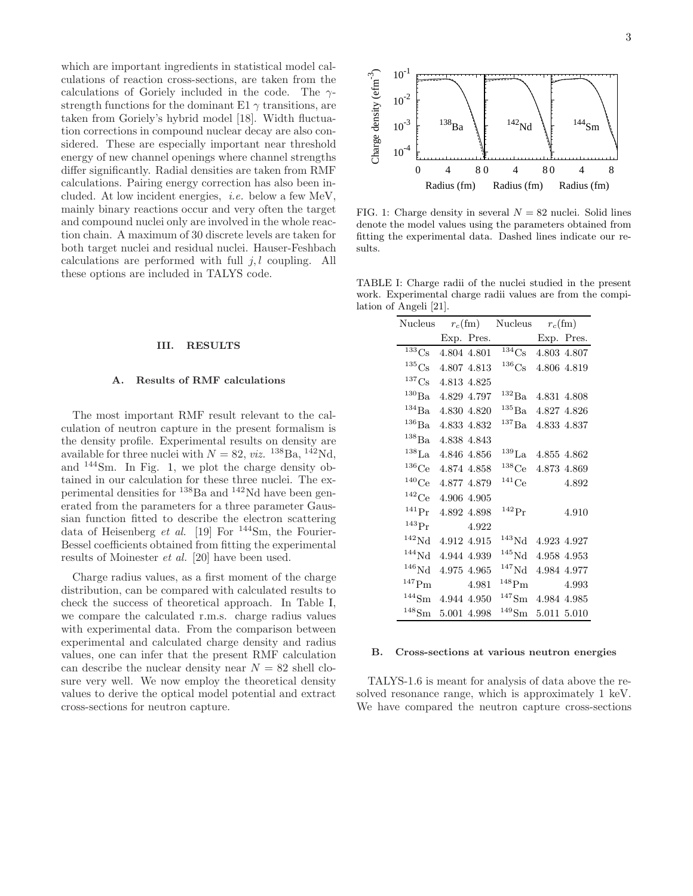which are important ingredients in statistical model calculations of reaction cross-sections, are taken from the calculations of Goriely included in the code. The $\gamma$-strength functions for the dominant E1 $\gamma$ transitions, are taken from Goriely's hybrid model [18]. Width fluctuation corrections in compound nuclear decay are also considered. These are especially important near threshold energy of new channel openings where channel strengths differ significantly. Radial densities are taken from RMF calculations. Pairing energy correction has also been included. At low incident energies, *i.e.* below a few MeV, mainly binary reactions occur and very often the target and compound nuclei only are involved in the whole reaction chain. A maximum of 30 discrete levels are taken for both target nuclei and residual nuclei. Hauser-Feshbach calculations are performed with full $j, l$ coupling. All these options are included in TALYS code.

## III. RESULTS

### A. Results of RMF calculations

The most important RMF result relevant to the calculation of neutron capture in the present formalism is the density profile. Experimental results on density are available for three nuclei with $N = 82$, *viz.* $^{138}$Ba, $^{142}$Nd, and $^{144}$Sm. In Fig. 1, we plot the charge density obtained in our calculation for these three nuclei. The experimental densities for $^{138}$Ba and $^{142}$Nd have been generated from the parameters for a three parameter Gaussian function fitted to describe the electron scattering data of Heisenberg *et al.* [19] For $^{144}$Sm, the Fourier-Bessel coefficients obtained from fitting the experimental results of Moinester *et al.* [20] have been used.

Charge radius values, as a first moment of the charge distribution, can be compared with calculated results to check the success of theoretical approach. In Table I, we compare the calculated r.m.s. charge radius values with experimental data. From the comparison between experimental and calculated charge density and radius values, one can infer that the present RMF calculation can describe the nuclear density near $N = 82$ shell closure very well. We now employ the theoretical density values to derive the optical model potential and extract cross-sections for neutron capture.

FIG. 1: Charge density in several $N = 82$ nuclei. Solid lines denote the model values using the parameters obtained from fitting the experimental data. Dashed lines indicate our results.

TABLE I: Charge radii of the nuclei studied in the present work. Experimental charge radii values are from the compilation of Angeli [21].

| Nucleus | $r_c$(fm) | | Nucleus | $r_c$(fm) | |
|---|---|---|---|---|---|
| | Exp. | Pres. | | Exp. | Pres. |
| $^{133}$Cs | 4.804 | 4.801 | $^{134}$Cs | 4.803 | 4.807 |
| $^{135}$Cs | 4.807 | 4.813 | $^{136}$Cs | 4.806 | 4.819 |
| $^{137}$Cs | 4.813 | 4.825 | | | |
| $^{130}$Ba | 4.829 | 4.797 | $^{132}$Ba | 4.831 | 4.808 |
| $^{134}$Ba | 4.830 | 4.820 | $^{135}$Ba | 4.827 | 4.826 |
| $^{136}$Ba | 4.833 | 4.832 | $^{137}$Ba | 4.833 | 4.837 |
| $^{138}$Ba | 4.838 | 4.843 | | | |
| $^{138}$La | 4.846 | 4.856 | $^{139}$La | 4.855 | 4.862 |
| $^{136}$Ce | 4.874 | 4.858 | $^{138}$Ce | 4.873 | 4.869 |
| $^{140}$Ce | 4.877 | 4.879 | $^{141}$Ce | | 4.892 |
| $^{142}$Ce | 4.906 | 4.905 | | | |
| $^{141}$Pr | 4.892 | 4.898 | $^{142}$Pr | | 4.910 |
| $^{143}$Pr | | 4.922 | | | |
| $^{142}$Nd | 4.912 | 4.915 | $^{143}$Nd | 4.923 | 4.927 |
| $^{144}$Nd | 4.944 | 4.939 | $^{145}$Nd | 4.958 | 4.953 |
| $^{146}$Nd | 4.975 | 4.965 | $^{147}$Nd | 4.984 | 4.977 |
| $^{147}$Pm | | 4.981 | $^{148}$Pm | | 4.993 |
| $^{144}$Sm | 4.944 | 4.950 | $^{147}$Sm | 4.984 | 4.985 |
| $^{148}$Sm | 5.001 | 4.998 | $^{149}$Sm | 5.011 | 5.010 |

### B. Cross-sections at various neutron energies

TALYS-1.6 is meant for analysis of data above the resolved resonance range, which is approximately 1 keV. We have compared the neutron capture cross-sections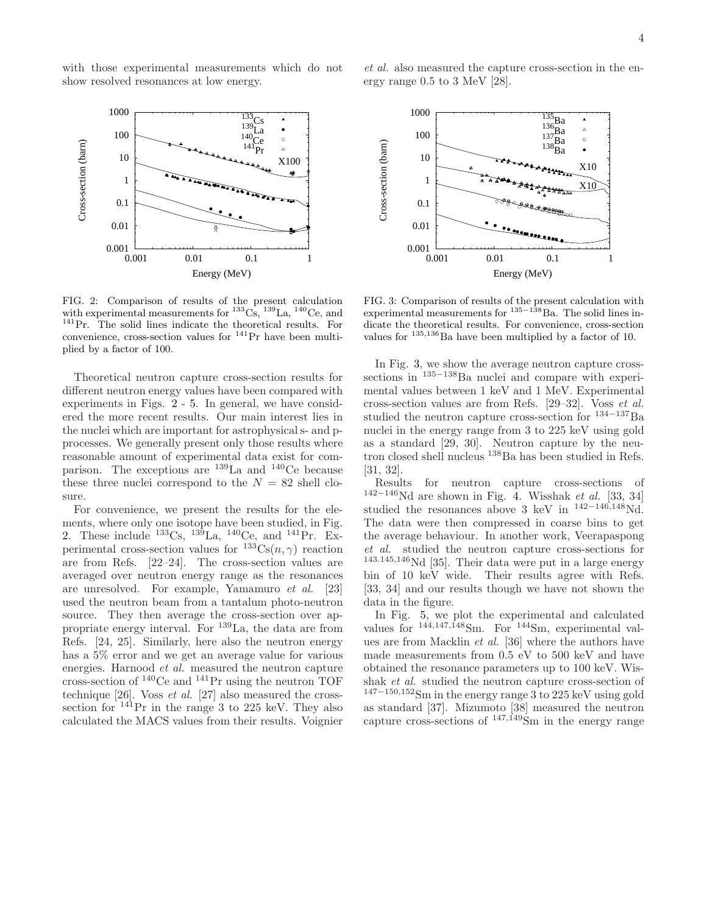with those experimental measurements which do not show resolved resonances at low energy.

*et al.* also measured the capture cross-section in the energy range 0.5 to 3 MeV [28].

FIG. 2: Comparison of results of the present calculation with experimental measurements for $^{133}$Cs, $^{139}$La, $^{140}$Ce, and $^{141}$Pr. The solid lines indicate the theoretical results. For convenience, cross-section values for $^{141}$Pr have been multiplied by a factor of 100.

FIG. 3: Comparison of results of the present calculation with experimental measurements for $^{135-138}$Ba. The solid lines indicate the theoretical results. For convenience, cross-section values for $^{135,136}$Ba have been multiplied by a factor of 10.

Theoretical neutron capture cross-section results for different neutron energy values have been compared with experiments in Figs. 2 - 5. In general, we have considered the more recent results. Our main interest lies in the nuclei which are important for astrophysical s- and p-processes. We generally present only those results where reasonable amount of experimental data exist for comparison. The exceptions are $^{139}$La and $^{140}$Ce because these three nuclei correspond to the $N = 82$ shell closure.

For convenience, we present the results for the elements, where only one isotope have been studied, in Fig. 2. These include $^{133}$Cs, $^{139}$La, $^{140}$Ce, and $^{141}$Pr. Experimental cross-section values for $^{133}$Cs$(n,\gamma)$ reaction are from Refs. [22–24]. The cross-section values are averaged over neutron energy range as the resonances are unresolved. For example, Yamamuro *et al.* [23] used the neutron beam from a tantalum photo-neutron source. They then average the cross-section over appropriate energy interval. For $^{139}$La, the data are from Refs. [24, 25]. Similarly, here also the neutron energy has a 5% error and we get an average value for various energies. Harnood *et al.* measured the neutron capture cross-section of $^{140}$Ce and $^{141}$Pr using the neutron TOF technique [26]. Voss *et al.* [27] also measured the cross-section for $^{141}$Pr in the range 3 to 225 keV. They also calculated the MACS values from their results. Voignier *et al.* also measured the capture cross-section in the energy range 0.5 to 3 MeV [28].

In Fig. 3, we show the average neutron capture cross-sections in $^{135-138}$Ba nuclei and compare with experimental values between 1 keV and 1 MeV. Experimental cross-section values are from Refs. [29–32]. Voss *et al.* studied the neutron capture cross-section for $^{134-137}$Ba nuclei in the energy range from 3 to 225 keV using gold as a standard [29, 30]. Neutron capture by the neutron closed shell nucleus $^{138}$Ba has been studied in Refs. [31, 32].

Results for neutron capture cross-sections of $^{142-146}$Nd are shown in Fig. 4. Wisshak *et al.* [33, 34] studied the resonances above 3 keV in $^{142-146,148}$Nd. The data were then compressed in coarse bins to get the average behaviour. In another work, Veerapaspong *et al.* studied the neutron capture cross-sections for $^{143.145,146}$Nd [35]. Their data were put in a large energy bin of 10 keV wide. Their results agree with Refs. [33, 34] and our results though we have not shown the data in the figure.

In Fig. 5, we plot the experimental and calculated values for $^{144,147,148}$Sm. For $^{144}$Sm, experimental values are from Macklin *et al.* [36] where the authors have made measurements from 0.5 eV to 500 keV and have obtained the resonance parameters up to 100 keV. Wisshak *et al.* studied the neutron capture cross-section of $^{147-150,152}$Sm in the energy range 3 to 225 keV using gold as standard [37]. Mizumoto [38] measured the neutron capture cross-sections of $^{147,149}$Sm in the energy range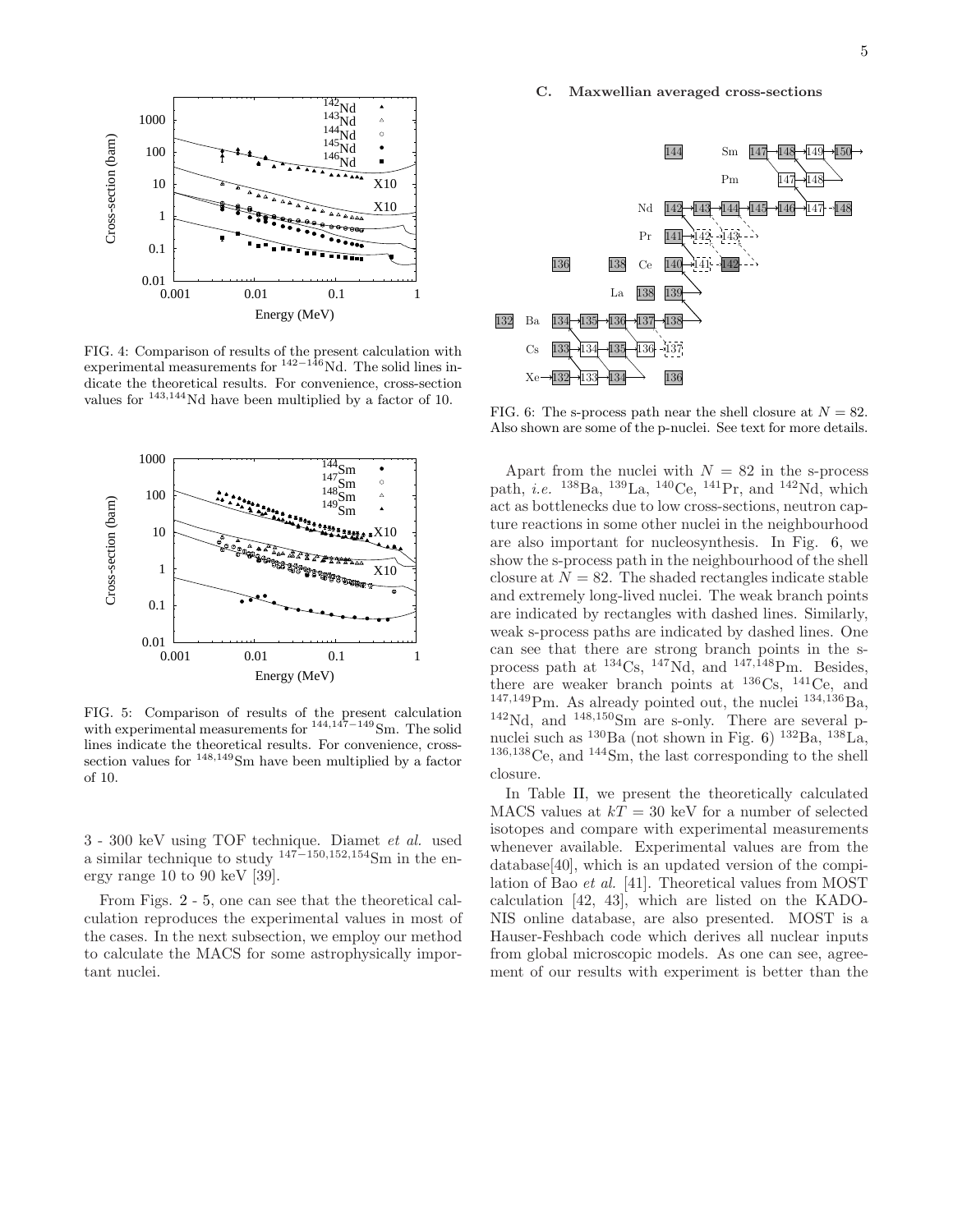FIG. 4: Comparison of results of the present calculation with experimental measurements for $^{142-146}$Nd. The solid lines indicate the theoretical results. For convenience, cross-section values for $^{143,144}$Nd have been multiplied by a factor of 10.

FIG. 5: Comparison of results of the present calculation with experimental measurements for $^{144,147-149}$Sm. The solid lines indicate the theoretical results. For convenience, cross-section values for $^{148,149}$Sm have been multiplied by a factor of 10.

3 - 300 keV using TOF technique. Diamet *et al.* used a similar technique to study $^{147-150,152,154}$Sm in the energy range 10 to 90 keV [39].

From Figs. 2 - 5, one can see that the theoretical calculation reproduces the experimental values in most of the cases. In the next subsection, we employ our method to calculate the MACS for some astrophysically important nuclei.

### C. Maxwellian averaged cross-sections

FIG. 6: The s-process path near the shell closure at $N = 82$. Also shown are some of the p-nuclei. See text for more details.

Apart from the nuclei with $N = 82$ in the s-process path, *i.e.* $^{138}$Ba, $^{139}$La, $^{140}$Ce, $^{141}$Pr, and $^{142}$Nd, which act as bottlenecks due to low cross-sections, neutron capture reactions in some other nuclei in the neighbourhood are also important for nucleosynthesis. In Fig. 6, we show the s-process path in the neighbourhood of the shell closure at $N = 82$. The shaded rectangles indicate stable and extremely long-lived nuclei. The weak branch points are indicated by rectangles with dashed lines. Similarly, weak s-process paths are indicated by dashed lines. One can see that there are strong branch points in the s-process path at $^{134}$Cs, $^{147}$Nd, and $^{147,148}$Pm. Besides, there are weaker branch points at $^{136}$Cs, $^{141}$Ce, and $^{147,149}$Pm. As already pointed out, the nuclei $^{134,136}$Ba, $^{142}$Nd, and $^{148,150}$Sm are s-only. There are several p-nuclei such as $^{130}$Ba (not shown in Fig. 6) $^{132}$Ba, $^{138}$La, $^{136,138}$Ce, and $^{144}$Sm, the last corresponding to the shell closure.

In Table II, we present the theoretically calculated MACS values at $kT = 30$ keV for a number of selected isotopes and compare with experimental measurements whenever available. Experimental values are from the database[40], which is an updated version of the compilation of Bao *et al.* [41]. Theoretical values from MOST calculation [42, 43], which are listed on the KADONIS online database, are also presented. MOST is a Hauser-Feshbach code which derives all nuclear inputs from global microscopic models. As one can see, agreement of our results with experiment is better than the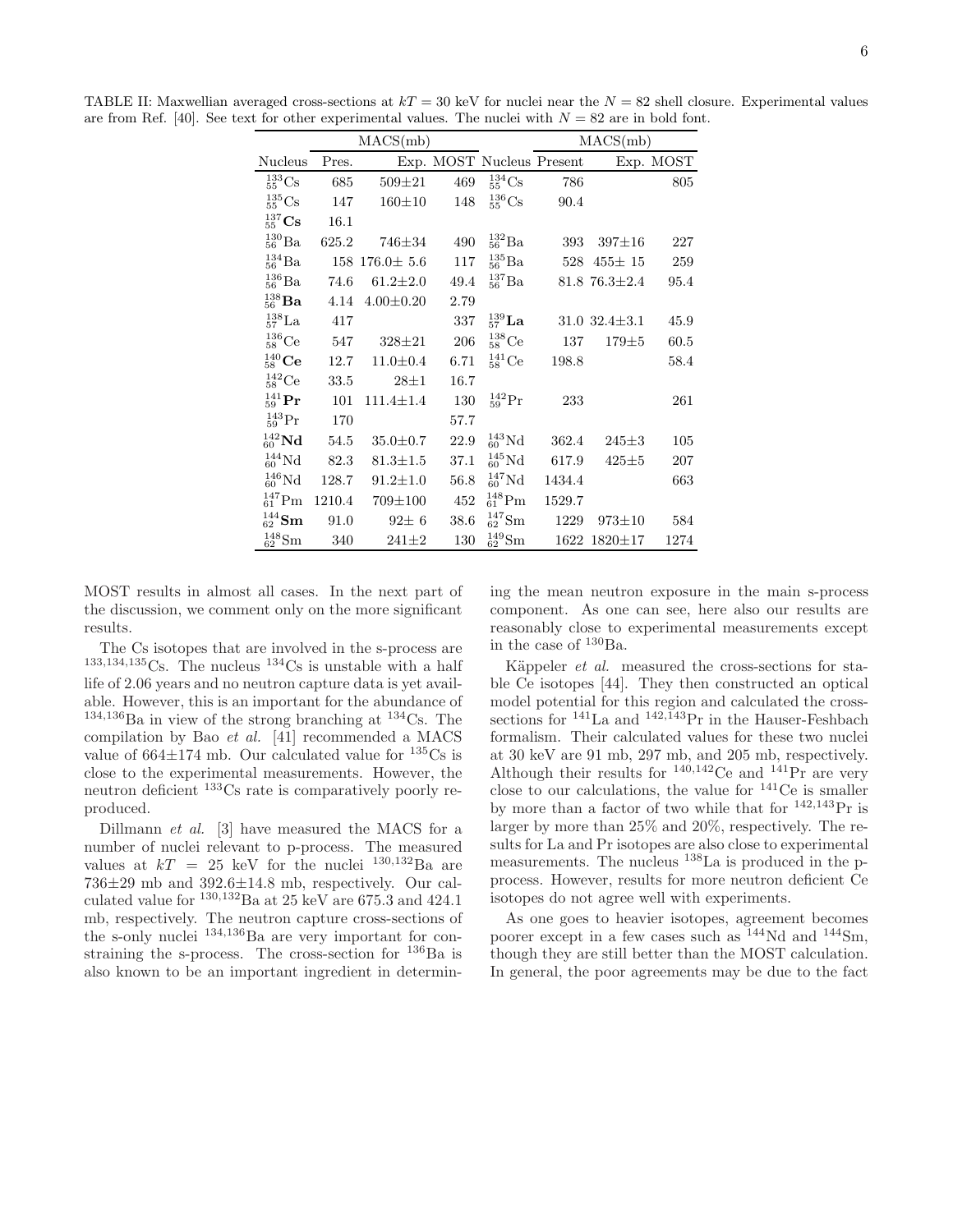TABLE II: Maxwellian averaged cross-sections at $kT = 30$ keV for nuclei near the $N = 82$ shell closure. Experimental values are from Ref. [40]. See text for other experimental values. The nuclei with $N = 82$ are in bold font.

| | MACS(mb) | | | | MACS(mb) | | |
|---|---|---|---|---|---|---|---|
| Nucleus | Pres. | Exp. | MOST | Nucleus | Present | Exp. | MOST |
| $^{133}_{55}$Cs | 685 | 509±21 | 469 | $^{134}_{55}$Cs | 786 | | 805 |
| $^{135}_{55}$Cs | 147 | 160±10 | 148 | $^{136}_{55}$Cs | 90.4 | | |
| $^{137}_{55}\mathbf{Cs}$ | 16.1 | | | | | | |
| $^{130}_{56}$Ba | 625.2 | 746±34 | 490 | $^{132}_{56}$Ba | 393 | 397±16 | 227 |
| $^{134}_{56}$Ba | 158 | 176.0± 5.6 | 117 | $^{135}_{56}$Ba | 528 | 455± 15 | 259 |
| $^{136}_{56}$Ba | 74.6 | 61.2±2.0 | 49.4 | $^{137}_{56}$Ba | 81.8 | 76.3±2.4 | 95.4 |
| $^{138}_{56}\mathbf{Ba}$ | 4.14 | 4.00±0.20 | 2.79 | | | | |
| $^{138}_{57}$La | 417 | | 337 | $^{139}_{57}\mathbf{La}$ | 31.0 | 32.4±3.1 | 45.9 |
| $^{136}_{58}$Ce | 547 | 328±21 | 206 | $^{138}_{58}$Ce | 137 | 179±5 | 60.5 |
| $^{140}_{58}\mathbf{Ce}$ | 12.7 | 11.0±0.4 | 6.71 | $^{141}_{58}$Ce | 198.8 | | 58.4 |
| $^{142}_{58}$Ce | 33.5 | 28±1 | 16.7 | | | | |
| $^{141}_{59}\mathbf{Pr}$ | 101 | 111.4±1.4 | 130 | $^{142}_{59}$Pr | 233 | | 261 |
| $^{143}_{59}$Pr | 170 | | 57.7 | | | | |
| $^{142}_{60}\mathbf{Nd}$ | 54.5 | 35.0±0.7 | 22.9 | $^{143}_{60}$Nd | 362.4 | 245±3 | 105 |
| $^{144}_{60}$Nd | 82.3 | 81.3±1.5 | 37.1 | $^{145}_{60}$Nd | 617.9 | 425±5 | 207 |
| $^{146}_{60}$Nd | 128.7 | 91.2±1.0 | 56.8 | $^{147}_{60}$Nd | 1434.4 | | 663 |
| $^{147}_{61}$Pm | 1210.4 | 709±100 | 452 | $^{148}_{61}$Pm | 1529.7 | | |
| $^{144}_{62}\mathbf{Sm}$ | 91.0 | 92± 6 | 38.6 | $^{147}_{62}$Sm | 1229 | 973±10 | 584 |
| $^{148}_{62}$Sm | 340 | 241±2 | 130 | $^{149}_{62}$Sm | 1622 | 1820±17 | 1274 |

MOST results in almost all cases. In the next part of the discussion, we comment only on the more significant results.

The Cs isotopes that are involved in the s-process are $^{133,134,135}$Cs. The nucleus $^{134}$Cs is unstable with a half life of 2.06 years and no neutron capture data is yet available. However, this is an important for the abundance of $^{134,136}$Ba in view of the strong branching at $^{134}$Cs. The compilation by Bao *et al.* [41] recommended a MACS value of 664±174 mb. Our calculated value for $^{135}$Cs is close to the experimental measurements. However, the neutron deficient $^{133}$Cs rate is comparatively poorly reproduced.

Dillmann *et al.* [3] have measured the MACS for a number of nuclei relevant to p-process. The measured values at $kT = 25$ keV for the nuclei $^{130,132}$Ba are 736±29 mb and 392.6±14.8 mb, respectively. Our calculated value for $^{130,132}$Ba at 25 keV are 675.3 and 424.1 mb, respectively. The neutron capture cross-sections of the s-only nuclei $^{134,136}$Ba are very important for constraining the s-process. The cross-section for $^{136}$Ba is also known to be an important ingredient in determining the mean neutron exposure in the main s-process component. As one can see, here also our results are reasonably close to experimental measurements except in the case of $^{130}$Ba.

Käppeler *et al.* measured the cross-sections for stable Ce isotopes [44]. They then constructed an optical model potential for this region and calculated the cross-sections for $^{141}$La and $^{142,143}$Pr in the Hauser-Feshbach formalism. Their calculated values for these two nuclei at 30 keV are 91 mb, 297 mb, and 205 mb, respectively. Although their results for $^{140,142}$Ce and $^{141}$Pr are very close to our calculations, the value for $^{141}$Ce is smaller by more than a factor of two while that for $^{142,143}$Pr is larger by more than 25% and 20%, respectively. The results for La and Pr isotopes are also close to experimental measurements. The nucleus $^{138}$La is produced in the p-process. However, results for more neutron deficient Ce isotopes do not agree well with experiments.

As one goes to heavier isotopes, agreement becomes poorer except in a few cases such as $^{144}$Nd and $^{144}$Sm, though they are still better than the MOST calculation. In general, the poor agreements may be due to the fact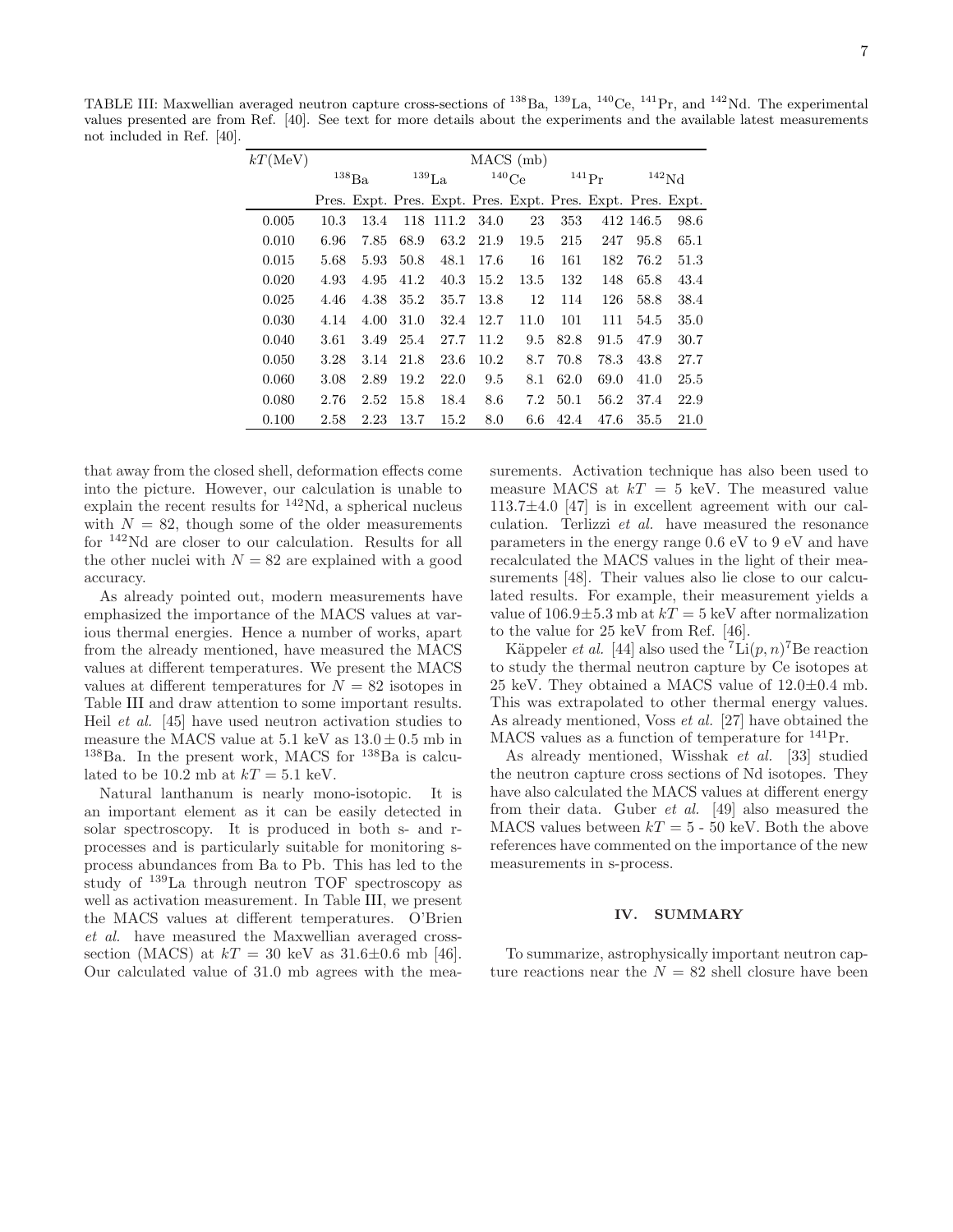TABLE III: Maxwellian averaged neutron capture cross-sections of $^{138}$Ba, $^{139}$La, $^{140}$Ce, $^{141}$Pr, and $^{142}$Nd. The experimental values presented are from Ref. [40]. See text for more details about the experiments and the available latest measurements not included in Ref. [40].

| $kT$(MeV) | MACS (mb) | | | | | | | | | |
|---|---|---|---|---|---|---|---|---|---|---|
| | $^{138}$Ba | | $^{139}$La | | $^{140}$Ce | | $^{141}$Pr | | $^{142}$Nd | |
| | Pres. | Expt. | Pres. | Expt. | Pres. | Expt. | Pres. | Expt. | Pres. | Expt. |
| 0.005 | 10.3 | 13.4 | 118 | 111.2 | 34.0 | 23 | 353 | 412 | 146.5 | 98.6 |
| 0.010 | 6.96 | 7.85 | 68.9 | 63.2 | 21.9 | 19.5 | 215 | 247 | 95.8 | 65.1 |
| 0.015 | 5.68 | 5.93 | 50.8 | 48.1 | 17.6 | 16 | 161 | 182 | 76.2 | 51.3 |
| 0.020 | 4.93 | 4.95 | 41.2 | 40.3 | 15.2 | 13.5 | 132 | 148 | 65.8 | 43.4 |
| 0.025 | 4.46 | 4.38 | 35.2 | 35.7 | 13.8 | 12 | 114 | 126 | 58.8 | 38.4 |
| 0.030 | 4.14 | 4.00 | 31.0 | 32.4 | 12.7 | 11.0 | 101 | 111 | 54.5 | 35.0 |
| 0.040 | 3.61 | 3.49 | 25.4 | 27.7 | 11.2 | 9.5 | 82.8 | 91.5 | 47.9 | 30.7 |
| 0.050 | 3.28 | 3.14 | 21.8 | 23.6 | 10.2 | 8.7 | 70.8 | 78.3 | 43.8 | 27.7 |
| 0.060 | 3.08 | 2.89 | 19.2 | 22.0 | 9.5 | 8.1 | 62.0 | 69.0 | 41.0 | 25.5 |
| 0.080 | 2.76 | 2.52 | 15.8 | 18.4 | 8.6 | 7.2 | 50.1 | 56.2 | 37.4 | 22.9 |
| 0.100 | 2.58 | 2.23 | 13.7 | 15.2 | 8.0 | 6.6 | 42.4 | 47.6 | 35.5 | 21.0 |

that away from the closed shell, deformation effects come into the picture. However, our calculation is unable to explain the recent results for $^{142}$Nd, a spherical nucleus with $N = 82$, though some of the older measurements for $^{142}$Nd are closer to our calculation. Results for all the other nuclei with $N = 82$ are explained with a good accuracy.

As already pointed out, modern measurements have emphasized the importance of the MACS values at various thermal energies. Hence a number of works, apart from the already mentioned, have measured the MACS values at different temperatures. We present the MACS values at different temperatures for $N = 82$ isotopes in Table III and draw attention to some important results. Heil *et al.* [45] have used neutron activation studies to measure the MACS value at 5.1 keV as $13.0 \pm 0.5$ mb in $^{138}$Ba. In the present work, MACS for $^{138}$Ba is calculated to be 10.2 mb at $kT = 5.1$ keV.

Natural lanthanum is nearly mono-isotopic. It is an important element as it can be easily detected in solar spectroscopy. It is produced in both s- and r-processes and is particularly suitable for monitoring s-process abundances from Ba to Pb. This has led to the study of $^{139}$La through neutron TOF spectroscopy as well as activation measurement. In Table III, we present the MACS values at different temperatures. O'Brien *et al.* have measured the Maxwellian averaged cross-section (MACS) at $kT = 30$ keV as $31.6 \pm 0.6$ mb [46]. Our calculated value of 31.0 mb agrees with the measurements. Activation technique has also been used to measure MACS at $kT = 5$ keV. The measured value $113.7 \pm 4.0$ [47] is in excellent agreement with our calculation. Terlizzi *et al.* have measured the resonance parameters in the energy range 0.6 eV to 9 eV and have recalculated the MACS values in the light of their measurements [48]. Their values also lie close to our calculated results. For example, their measurement yields a value of $106.9 \pm 5.3$ mb at $kT = 5$ keV after normalization to the value for 25 keV from Ref. [46].

Käppeler *et al.* [44] also used the $^{7}$Li$(p,n)^{7}$Be reaction to study the thermal neutron capture by Ce isotopes at 25 keV. They obtained a MACS value of $12.0 \pm 0.4$ mb. This was extrapolated to other thermal energy values. As already mentioned, Voss *et al.* [27] have obtained the MACS values as a function of temperature for $^{141}$Pr.

As already mentioned, Wisshak *et al.* [33] studied the neutron capture cross sections of Nd isotopes. They have also calculated the MACS values at different energy from their data. Guber *et al.* [49] also measured the MACS values between $kT$ = 5 - 50 keV. Both the above references have commented on the importance of the new measurements in s-process.

## IV. SUMMARY

To summarize, astrophysically important neutron capture reactions near the $N = 82$ shell closure have been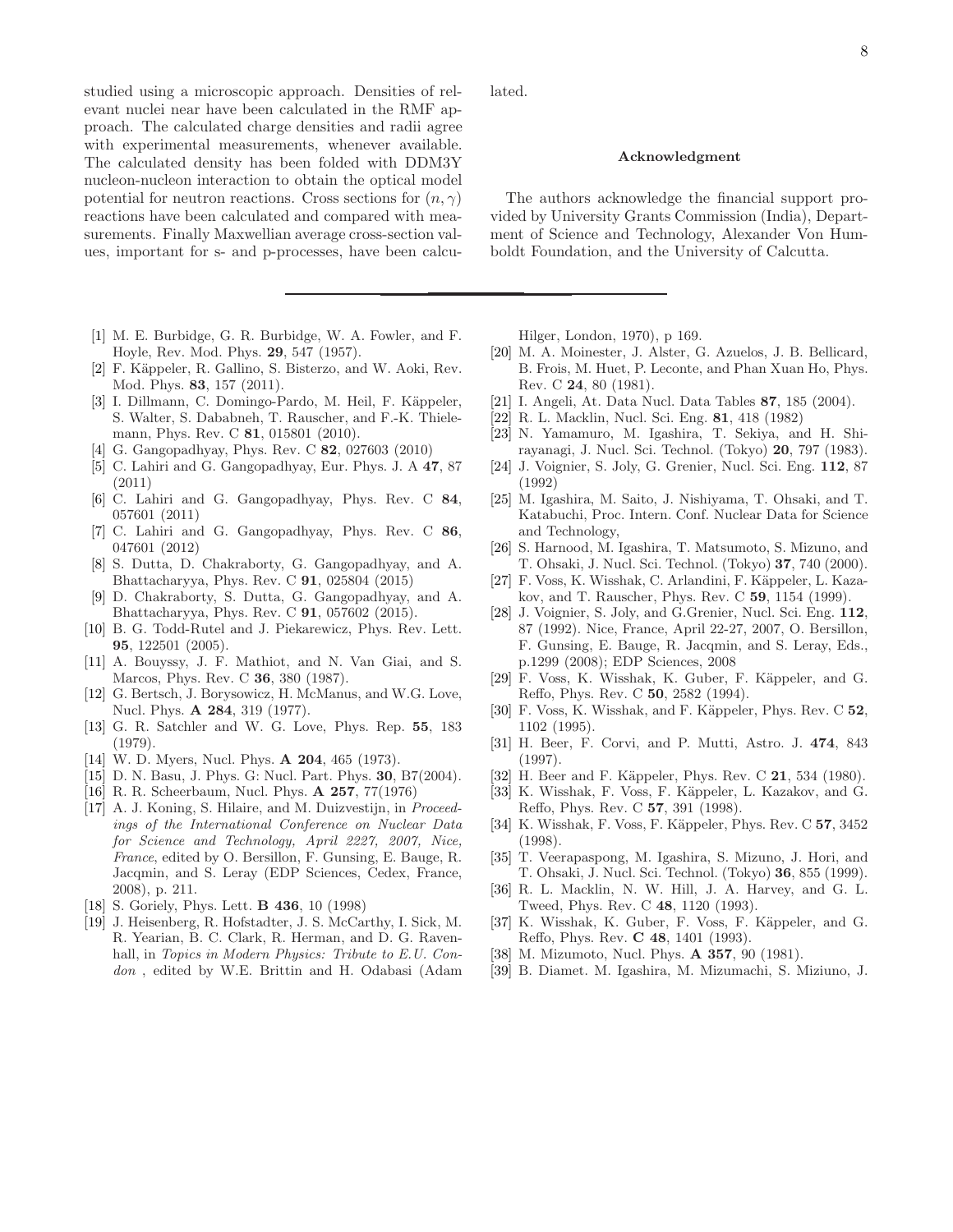studied using a microscopic approach. Densities of relevant nuclei near have been calculated in the RMF approach. The calculated charge densities and radii agree with experimental measurements, whenever available. The calculated density has been folded with DDM3Y nucleon-nucleon interaction to obtain the optical model potential for neutron reactions. Cross sections for $(n,\gamma)$ reactions have been calculated and compared with measurements. Finally Maxwellian average cross-section values, important for s- and p-processes, have been calculated.

### Acknowledgment

The authors acknowledge the financial support provided by University Grants Commission (India), Department of Science and Technology, Alexander Von Humboldt Foundation, and the University of Calcutta.

---

[1] M. E. Burbidge, G. R. Burbidge, W. A. Fowler, and F. Hoyle, Rev. Mod. Phys. **29**, 547 (1957).

[2] F. Käppeler, R. Gallino, S. Bisterzo, and W. Aoki, Rev. Mod. Phys. **83**, 157 (2011).

[3] I. Dillmann, C. Domingo-Pardo, M. Heil, F. Käppeler, S. Walter, S. Dababneh, T. Rauscher, and F.-K. Thielemann, Phys. Rev. C **81**, 015801 (2010).

[4] G. Gangopadhyay, Phys. Rev. C **82**, 027603 (2010)

[5] C. Lahiri and G. Gangopadhyay, Eur. Phys. J. A **47**, 87 (2011)

[6] C. Lahiri and G. Gangopadhyay, Phys. Rev. C **84**, 057601 (2011)

[7] C. Lahiri and G. Gangopadhyay, Phys. Rev. C **86**, 047601 (2012)

[8] S. Dutta, D. Chakraborty, G. Gangopadhyay, and A. Bhattacharyya, Phys. Rev. C **91**, 025804 (2015)

[9] D. Chakraborty, S. Dutta, G. Gangopadhyay, and A. Bhattacharyya, Phys. Rev. C **91**, 057602 (2015).

[10] B. G. Todd-Rutel and J. Piekarewicz, Phys. Rev. Lett. **95**, 122501 (2005).

[11] A. Bouyssy, J. F. Mathiot, and N. Van Giai, and S. Marcos, Phys. Rev. C **36**, 380 (1987).

[12] G. Bertsch, J. Borysowicz, H. McManus, and W.G. Love, Nucl. Phys. **A 284**, 319 (1977).

[13] G. R. Satchler and W. G. Love, Phys. Rep. **55**, 183 (1979).

[14] W. D. Myers, Nucl. Phys. **A 204**, 465 (1973).

[15] D. N. Basu, J. Phys. G: Nucl. Part. Phys. **30**, B7(2004).

[16] R. R. Scheerbaum, Nucl. Phys. **A 257**, 77(1976)

[17] A. J. Koning, S. Hilaire, and M. Duizvestijn, in *Proceedings of the International Conference on Nuclear Data for Science and Technology, April 2227, 2007, Nice, France*, edited by O. Bersillon, F. Gunsing, E. Bauge, R. Jacqmin, and S. Leray (EDP Sciences, Cedex, France, 2008), p. 211.

[18] S. Goriely, Phys. Lett. **B 436**, 10 (1998)

[19] J. Heisenberg, R. Hofstadter, J. S. McCarthy, I. Sick, M. R. Yearian, B. C. Clark, R. Herman, and D. G. Ravenhall, in *Topics in Modern Physics: Tribute to E.U. Condon* , edited by W.E. Brittin and H. Odabasi (Adam Hilger, London, 1970), p 169.

[20] M. A. Moinester, J. Alster, G. Azuelos, J. B. Bellicard, B. Frois, M. Huet, P. Leconte, and Phan Xuan Ho, Phys. Rev. C **24**, 80 (1981).

[21] I. Angeli, At. Data Nucl. Data Tables **87**, 185 (2004).

[22] R. L. Macklin, Nucl. Sci. Eng. **81**, 418 (1982)

[23] N. Yamamuro, M. Igashira, T. Sekiya, and H. Shirayanagi, J. Nucl. Sci. Technol. (Tokyo) **20**, 797 (1983).

[24] J. Voignier, S. Joly, G. Grenier, Nucl. Sci. Eng. **112**, 87 (1992)

[25] M. Igashira, M. Saito, J. Nishiyama, T. Ohsaki, and T. Katabuchi, Proc. Intern. Conf. Nuclear Data for Science and Technology,

[26] S. Harnood, M. Igashira, T. Matsumoto, S. Mizuno, and T. Ohsaki, J. Nucl. Sci. Technol. (Tokyo) **37**, 740 (2000).

[27] F. Voss, K. Wisshak, C. Arlandini, F. Käppeler, L. Kazakov, and T. Rauscher, Phys. Rev. C **59**, 1154 (1999).

[28] J. Voignier, S. Joly, and G.Grenier, Nucl. Sci. Eng. **112**, 87 (1992). Nice, France, April 22-27, 2007, O. Bersillon, F. Gunsing, E. Bauge, R. Jacqmin, and S. Leray, Eds., p.1299 (2008); EDP Sciences, 2008

[29] F. Voss, K. Wisshak, K. Guber, F. Käppeler, and G. Reffo, Phys. Rev. C **50**, 2582 (1994).

[30] F. Voss, K. Wisshak, and F. Käppeler, Phys. Rev. C **52**, 1102 (1995).

[31] H. Beer, F. Corvi, and P. Mutti, Astro. J. **474**, 843 (1997).

[32] H. Beer and F. Käppeler, Phys. Rev. C **21**, 534 (1980).

[33] K. Wisshak, F. Voss, F. Käppeler, L. Kazakov, and G. Reffo, Phys. Rev. C **57**, 391 (1998).

[34] K. Wisshak, F. Voss, F. Käppeler, Phys. Rev. C **57**, 3452 (1998).

[35] T. Veerapaspong, M. Igashira, S. Mizuno, J. Hori, and T. Ohsaki, J. Nucl. Sci. Technol. (Tokyo) **36**, 855 (1999).

[36] R. L. Macklin, N. W. Hill, J. A. Harvey, and G. L. Tweed, Phys. Rev. C **48**, 1120 (1993).

[37] K. Wisshak, K. Guber, F. Voss, F. Käppeler, and G. Reffo, Phys. Rev. **C 48**, 1401 (1993).

[38] M. Mizumoto, Nucl. Phys. **A 357**, 90 (1981).

[39] B. Diamet. M. Igashira, M. Mizumachi, S. Miziuno, J.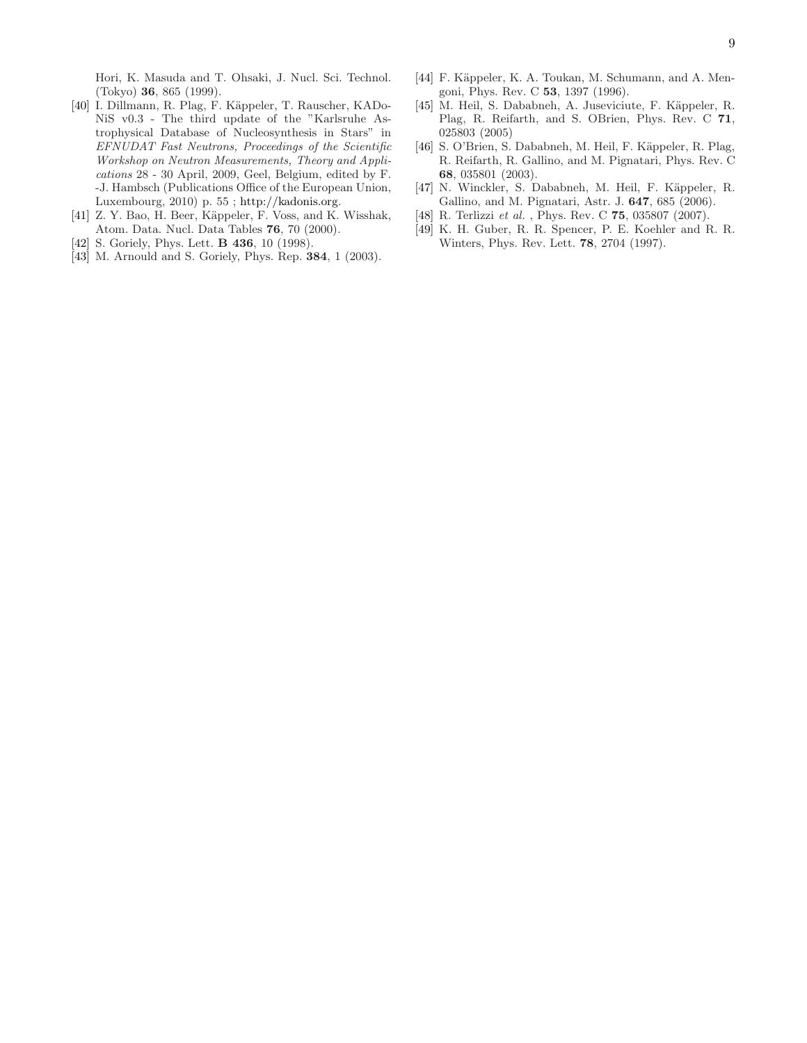Hori, K. Masuda and T. Ohsaki, J. Nucl. Sci. Technol. (Tokyo) **36**, 865 (1999).

[40] I. Dillmann, R. Plag, F. Käppeler, T. Rauscher, KADoNiS v0.3 - The third update of the "Karlsruhe Astrophysical Database of Nucleosynthesis in Stars" in *EFNUDAT Fast Neutrons, Proceedings of the Scientific Workshop on Neutron Measurements, Theory and Applications* 28 - 30 April, 2009, Geel, Belgium, edited by F. -J. Hambsch (Publications Office of the European Union, Luxembourg, 2010) p. 55 ; http://kadonis.org.

[41] Z. Y. Bao, H. Beer, Käppeler, F. Voss, and K. Wisshak, Atom. Data. Nucl. Data Tables **76**, 70 (2000).

[42] S. Goriely, Phys. Lett. **B 436**, 10 (1998).

[43] M. Arnould and S. Goriely, Phys. Rep. **384**, 1 (2003).

[44] F. Käppeler, K. A. Toukan, M. Schumann, and A. Mengoni, Phys. Rev. C **53**, 1397 (1996).

[45] M. Heil, S. Dababneh, A. Juseviciute, F. Käppeler, R. Plag, R. Reifarth, and S. OBrien, Phys. Rev. C **71**, 025803 (2005)

[46] S. O'Brien, S. Dababneh, M. Heil, F. Käppeler, R. Plag, R. Reifarth, R. Gallino, and M. Pignatari, Phys. Rev. C **68**, 035801 (2003).

[47] N. Winckler, S. Dababneh, M. Heil, F. Käppeler, R. Gallino, and M. Pignatari, Astr. J. **647**, 685 (2006).

[48] R. Terlizzi *et al.* , Phys. Rev. C **75**, 035807 (2007).

[49] K. H. Guber, R. R. Spencer, P. E. Koehler and R. R. Winters, Phys. Rev. Lett. **78**, 2704 (1997).